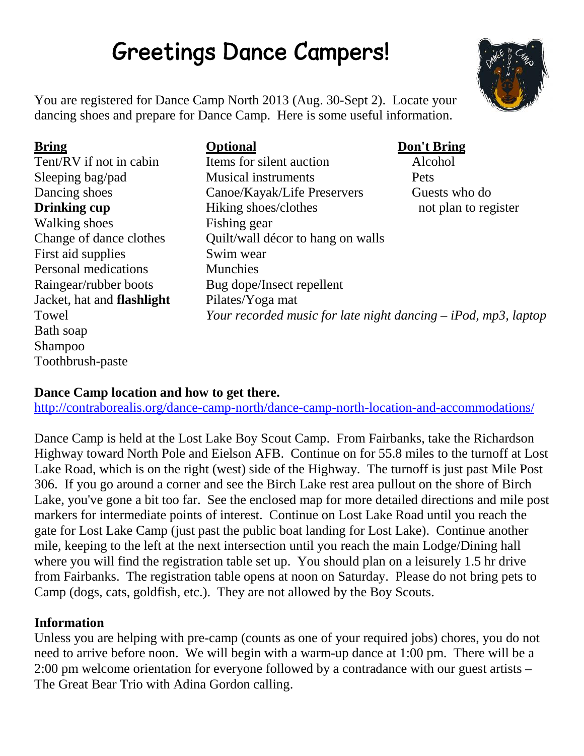# Greetings Dance Campers!

You are registered for Dance Camp North 2013 (Aug. 30-Sept 2). Locate your dancing shoes and prepare for Dance Camp. Here is some useful information.

**Bring**

- Tent/RV if not in cabin
- Sleeping bag/pad
- Dancing shoes
- **Drinking cup**
- Walking shoes
- Change of dance clothes
- First aid supplies
- Personal medications
- Raingear/rubber boots
- Jacket, hat and **flashlight**
- Towel
- Bath soap
- Shampoo
- Toothbrush-paste

**Optional**

- Items for silent auction
- Musical instruments
- Canoe/Kayak/Life Preservers
- Hiking shoes/clothes
- Fishing gear
- Quilt/wall décor to hang on walls
- Swim wear
- Munchies
- Bug dope/Insect repellent
- Pilates/Yoga mat
- *Your recorded music for late night dancing – iPod, mp3, laptop*

**Don't Bring**

- Alcohol
- Pets
- Guests who do not plan to register

**Dance Camp location and how to get there.**

http://contraborealis.org/dance-camp-north/dance-camp-north-location-and-accommodations/

Dance Camp is held at the Lost Lake Boy Scout Camp. From Fairbanks, take the Richardson Highway toward North Pole and Eielson AFB. Continue on for 55.8 miles to the turnoff at Lost Lake Road, which is on the right (west) side of the Highway. The turnoff is just past Mile Post 306. If you go around a corner and see the Birch Lake rest area pullout on the shore of Birch Lake, you've gone a bit too far. See the enclosed map for more detailed directions and mile post markers for intermediate points of interest. Continue on Lost Lake Road until you reach the gate for Lost Lake Camp (just past the public boat landing for Lost Lake). Continue another mile, keeping to the left at the next intersection until you reach the main Lodge/Dining hall where you will find the registration table set up. You should plan on a leisurely 1.5 hr drive from Fairbanks. The registration table opens at noon on Saturday. Please do not bring pets to Camp (dogs, cats, goldfish, etc.). They are not allowed by the Boy Scouts.

**Information**

Unless you are helping with pre-camp (counts as one of your required jobs) chores, you do not need to arrive before noon. We will begin with a warm-up dance at 1:00 pm. There will be a 2:00 pm welcome orientation for everyone followed by a contradance with our guest artists – The Great Bear Trio with Adina Gordon calling.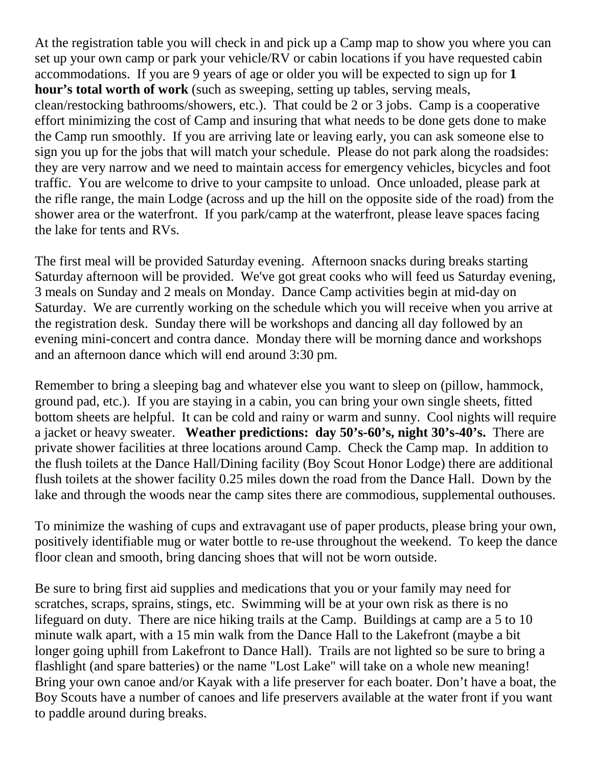At the registration table you will check in and pick up a Camp map to show you where you can set up your own camp or park your vehicle/RV or cabin locations if you have requested cabin accommodations. If you are 9 years of age or older you will be expected to sign up for **1 hour's total worth of work** (such as sweeping, setting up tables, serving meals, clean/restocking bathrooms/showers, etc.). That could be 2 or 3 jobs. Camp is a cooperative effort minimizing the cost of Camp and insuring that what needs to be done gets done to make the Camp run smoothly. If you are arriving late or leaving early, you can ask someone else to sign you up for the jobs that will match your schedule. Please do not park along the roadsides: they are very narrow and we need to maintain access for emergency vehicles, bicycles and foot traffic. You are welcome to drive to your campsite to unload. Once unloaded, please park at the rifle range, the main Lodge (across and up the hill on the opposite side of the road) from the shower area or the waterfront. If you park/camp at the waterfront, please leave spaces facing the lake for tents and RVs.

The first meal will be provided Saturday evening. Afternoon snacks during breaks starting Saturday afternoon will be provided. We've got great cooks who will feed us Saturday evening, 3 meals on Sunday and 2 meals on Monday. Dance Camp activities begin at mid-day on Saturday. We are currently working on the schedule which you will receive when you arrive at the registration desk. Sunday there will be workshops and dancing all day followed by an evening mini-concert and contra dance. Monday there will be morning dance and workshops and an afternoon dance which will end around 3:30 pm.

Remember to bring a sleeping bag and whatever else you want to sleep on (pillow, hammock, ground pad, etc.). If you are staying in a cabin, you can bring your own single sheets, fitted bottom sheets are helpful. It can be cold and rainy or warm and sunny. Cool nights will require a jacket or heavy sweater. **Weather predictions: day 50's-60's, night 30's-40's.** There are private shower facilities at three locations around Camp. Check the Camp map. In addition to the flush toilets at the Dance Hall/Dining facility (Boy Scout Honor Lodge) there are additional flush toilets at the shower facility 0.25 miles down the road from the Dance Hall. Down by the lake and through the woods near the camp sites there are commodious, supplemental outhouses.

To minimize the washing of cups and extravagant use of paper products, please bring your own, positively identifiable mug or water bottle to re-use throughout the weekend. To keep the dance floor clean and smooth, bring dancing shoes that will not be worn outside.

Be sure to bring first aid supplies and medications that you or your family may need for scratches, scraps, sprains, stings, etc. Swimming will be at your own risk as there is no lifeguard on duty. There are nice hiking trails at the Camp. Buildings at camp are a 5 to 10 minute walk apart, with a 15 min walk from the Dance Hall to the Lakefront (maybe a bit longer going uphill from Lakefront to Dance Hall). Trails are not lighted so be sure to bring a flashlight (and spare batteries) or the name "Lost Lake" will take on a whole new meaning! Bring your own canoe and/or Kayak with a life preserver for each boater. Don't have a boat, the Boy Scouts have a number of canoes and life preservers available at the water front if you want to paddle around during breaks.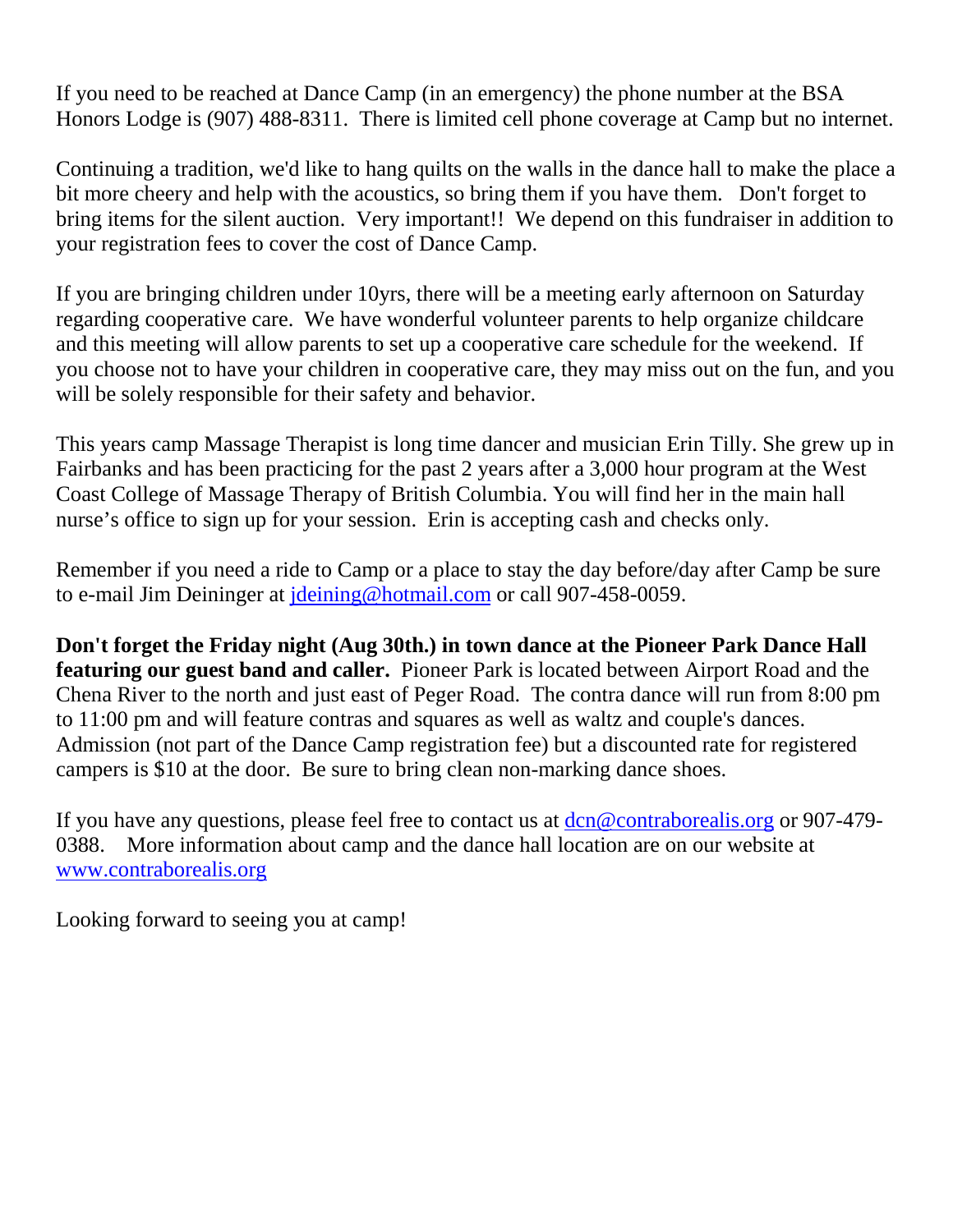If you need to be reached at Dance Camp (in an emergency) the phone number at the BSA Honors Lodge is (907) 488-8311. There is limited cell phone coverage at Camp but no internet.

Continuing a tradition, we'd like to hang quilts on the walls in the dance hall to make the place a bit more cheery and help with the acoustics, so bring them if you have them. Don't forget to bring items for the silent auction. Very important!! We depend on this fundraiser in addition to your registration fees to cover the cost of Dance Camp.

If you are bringing children under 10yrs, there will be a meeting early afternoon on Saturday regarding cooperative care. We have wonderful volunteer parents to help organize childcare and this meeting will allow parents to set up a cooperative care schedule for the weekend. If you choose not to have your children in cooperative care, they may miss out on the fun, and you will be solely responsible for their safety and behavior.

This years camp Massage Therapist is long time dancer and musician Erin Tilly. She grew up in Fairbanks and has been practicing for the past 2 years after a 3,000 hour program at the West Coast College of Massage Therapy of British Columbia. You will find her in the main hall nurse's office to sign up for your session. Erin is accepting cash and checks only.

Remember if you need a ride to Camp or a place to stay the day before/day after Camp be sure to e-mail Jim Deininger at jdeining@hotmail.com or call 907-458-0059.

**Don't forget the Friday night (Aug 30th.) in town dance at the Pioneer Park Dance Hall featuring our guest band and caller.** Pioneer Park is located between Airport Road and the Chena River to the north and just east of Peger Road. The contra dance will run from 8:00 pm to 11:00 pm and will feature contras and squares as well as waltz and couple's dances. Admission (not part of the Dance Camp registration fee) but a discounted rate for registered campers is $10 at the door. Be sure to bring clean non-marking dance shoes.

If you have any questions, please feel free to contact us at dcn@contraborealis.org or 907-479-0388. More information about camp and the dance hall location are on our website at www.contraborealis.org

Looking forward to seeing you at camp!